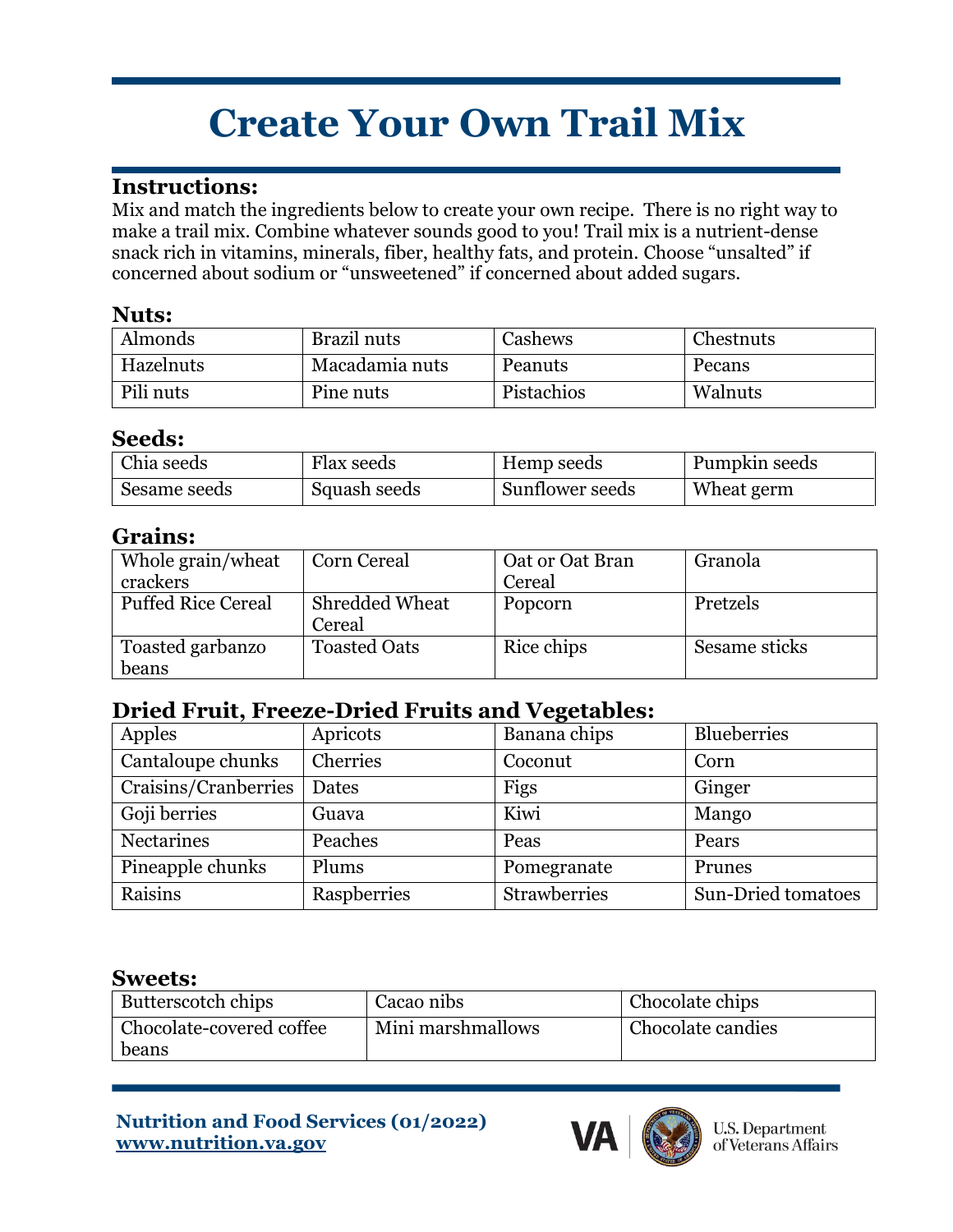# Create Your Own Trail Mix

## Instructions:

Mix and match the ingredients below to create your own recipe. There is no right way to make a trail mix. Combine whatever sounds good to you! Trail mix is a nutrient-dense snack rich in vitamins, minerals, fiber, healthy fats, and protein. Choose "unsalted" if concerned about sodium or "unsweetened" if concerned about added sugars.

### Nuts:

| | | | |
|---|---|---|---|
| Almonds | Brazil nuts | Cashews | Chestnuts |
| Hazelnuts | Macadamia nuts | Peanuts | Pecans |
| Pili nuts | Pine nuts | Pistachios | Walnuts |

### Seeds:

| | | | |
|---|---|---|---|
| Chia seeds | Flax seeds | Hemp seeds | Pumpkin seeds |
| Sesame seeds | Squash seeds | Sunflower seeds | Wheat germ |

### Grains:

| | | | |
|---|---|---|---|
| Whole grain/wheat crackers | Corn Cereal | Oat or Oat Bran Cereal | Granola |
| Puffed Rice Cereal | Shredded Wheat Cereal | Popcorn | Pretzels |
| Toasted garbanzo beans | Toasted Oats | Rice chips | Sesame sticks |

### Dried Fruit, Freeze-Dried Fruits and Vegetables:

| | | | |
|---|---|---|---|
| Apples | Apricots | Banana chips | Blueberries |
| Cantaloupe chunks | Cherries | Coconut | Corn |
| Craisins/Cranberries | Dates | Figs | Ginger |
| Goji berries | Guava | Kiwi | Mango |
| Nectarines | Peaches | Peas | Pears |
| Pineapple chunks | Plums | Pomegranate | Prunes |
| Raisins | Raspberries | Strawberries | Sun-Dried tomatoes |

### Sweets:

| | | |
|---|---|---|
| Butterscotch chips | Cacao nibs | Chocolate chips |
| Chocolate-covered coffee beans | Mini marshmallows | Chocolate candies |

**Nutrition and Food Services (01/2022)**
**www.nutrition.va.gov**

U.S. Department of Veterans Affairs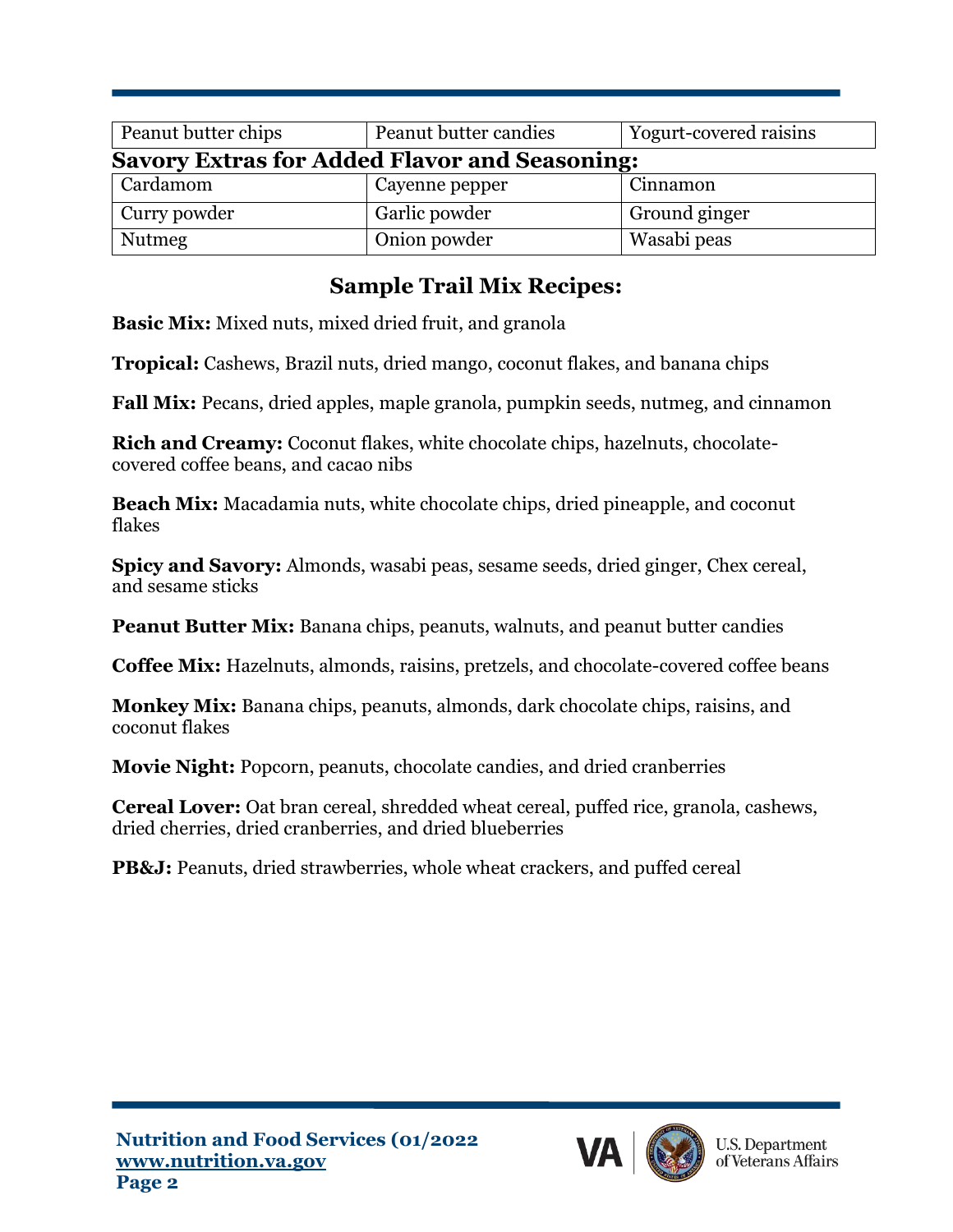| | | |
|---|---|---|
| Peanut butter chips | Peanut butter candies | Yogurt-covered raisins |

**Savory Extras for Added Flavor and Seasoning:**

| | | |
|---|---|---|
| Cardamom | Cayenne pepper | Cinnamon |
| Curry powder | Garlic powder | Ground ginger |
| Nutmeg | Onion powder | Wasabi peas |

## Sample Trail Mix Recipes:

**Basic Mix:** Mixed nuts, mixed dried fruit, and granola

**Tropical:** Cashews, Brazil nuts, dried mango, coconut flakes, and banana chips

**Fall Mix:** Pecans, dried apples, maple granola, pumpkin seeds, nutmeg, and cinnamon

**Rich and Creamy:** Coconut flakes, white chocolate chips, hazelnuts, chocolate-covered coffee beans, and cacao nibs

**Beach Mix:** Macadamia nuts, white chocolate chips, dried pineapple, and coconut flakes

**Spicy and Savory:** Almonds, wasabi peas, sesame seeds, dried ginger, Chex cereal, and sesame sticks

**Peanut Butter Mix:** Banana chips, peanuts, walnuts, and peanut butter candies

**Coffee Mix:** Hazelnuts, almonds, raisins, pretzels, and chocolate-covered coffee beans

**Monkey Mix:** Banana chips, peanuts, almonds, dark chocolate chips, raisins, and coconut flakes

**Movie Night:** Popcorn, peanuts, chocolate candies, and dried cranberries

**Cereal Lover:** Oat bran cereal, shredded wheat cereal, puffed rice, granola, cashews, dried cherries, dried cranberries, and dried blueberries

**PB&J:** Peanuts, dried strawberries, whole wheat crackers, and puffed cereal